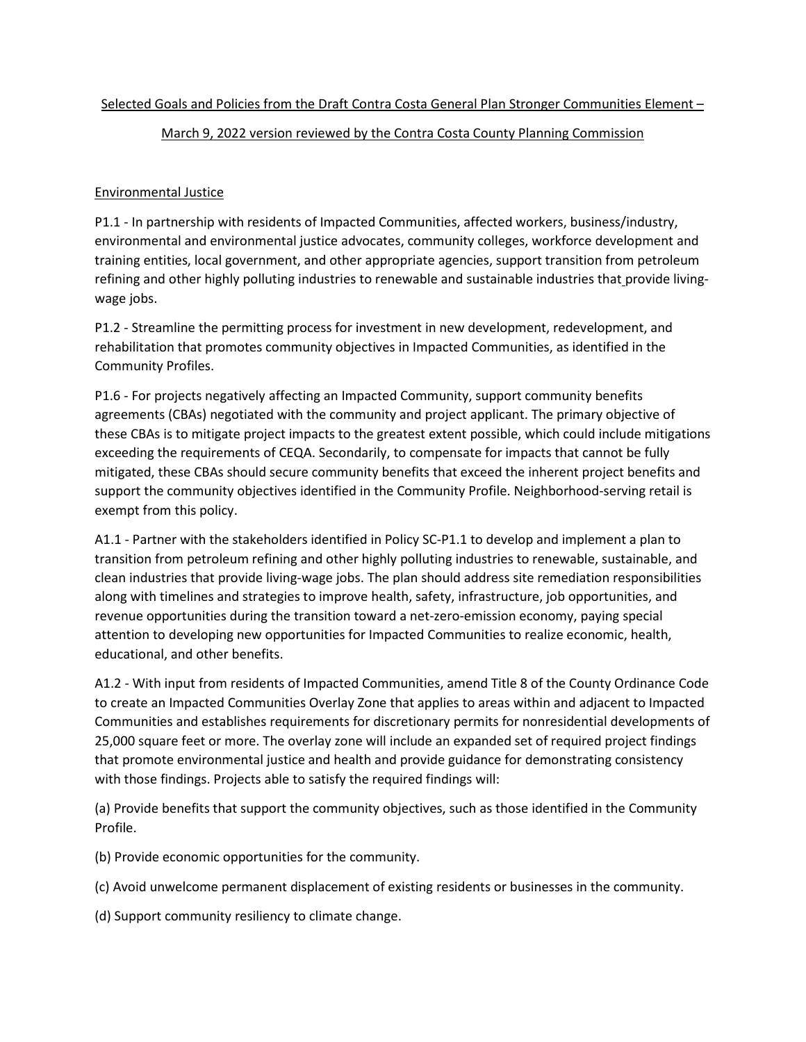Selected Goals and Policies from the Draft Contra Costa General Plan Stronger Communities Element –

March 9, 2022 version reviewed by the Contra Costa County Planning Commission

## Environmental Justice

P1.1 - In partnership with residents of Impacted Communities, affected workers, business/industry, environmental and environmental justice advocates, community colleges, workforce development and training entities, local government, and other appropriate agencies, support transition from petroleum refining and other highly polluting industries to renewable and sustainable industries that provide living-wage jobs.

P1.2 - Streamline the permitting process for investment in new development, redevelopment, and rehabilitation that promotes community objectives in Impacted Communities, as identified in the Community Profiles.

P1.6 - For projects negatively affecting an Impacted Community, support community benefits agreements (CBAs) negotiated with the community and project applicant. The primary objective of these CBAs is to mitigate project impacts to the greatest extent possible, which could include mitigations exceeding the requirements of CEQA. Secondarily, to compensate for impacts that cannot be fully mitigated, these CBAs should secure community benefits that exceed the inherent project benefits and support the community objectives identified in the Community Profile. Neighborhood-serving retail is exempt from this policy.

A1.1 - Partner with the stakeholders identified in Policy SC-P1.1 to develop and implement a plan to transition from petroleum refining and other highly polluting industries to renewable, sustainable, and clean industries that provide living-wage jobs. The plan should address site remediation responsibilities along with timelines and strategies to improve health, safety, infrastructure, job opportunities, and revenue opportunities during the transition toward a net-zero-emission economy, paying special attention to developing new opportunities for Impacted Communities to realize economic, health, educational, and other benefits.

A1.2 - With input from residents of Impacted Communities, amend Title 8 of the County Ordinance Code to create an Impacted Communities Overlay Zone that applies to areas within and adjacent to Impacted Communities and establishes requirements for discretionary permits for nonresidential developments of 25,000 square feet or more. The overlay zone will include an expanded set of required project findings that promote environmental justice and health and provide guidance for demonstrating consistency with those findings. Projects able to satisfy the required findings will:

(a) Provide benefits that support the community objectives, such as those identified in the Community Profile.

(b) Provide economic opportunities for the community.

(c) Avoid unwelcome permanent displacement of existing residents or businesses in the community.

(d) Support community resiliency to climate change.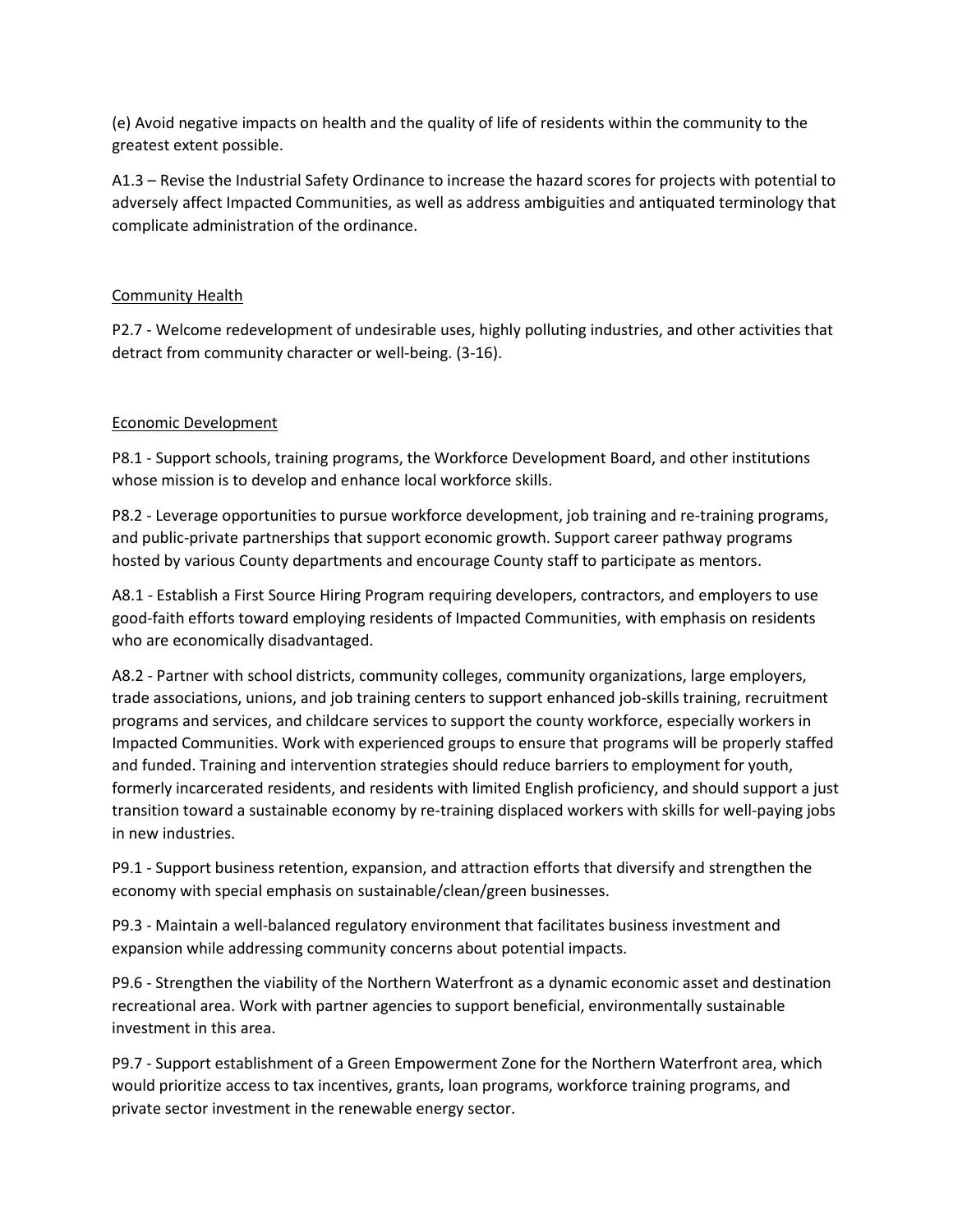(e) Avoid negative impacts on health and the quality of life of residents within the community to the greatest extent possible.

A1.3 – Revise the Industrial Safety Ordinance to increase the hazard scores for projects with potential to adversely affect Impacted Communities, as well as address ambiguities and antiquated terminology that complicate administration of the ordinance.

<u>Community Health</u>

P2.7 - Welcome redevelopment of undesirable uses, highly polluting industries, and other activities that detract from community character or well-being. (3-16).

<u>Economic Development</u>

P8.1 - Support schools, training programs, the Workforce Development Board, and other institutions whose mission is to develop and enhance local workforce skills.

P8.2 - Leverage opportunities to pursue workforce development, job training and re-training programs, and public-private partnerships that support economic growth. Support career pathway programs hosted by various County departments and encourage County staff to participate as mentors.

A8.1 - Establish a First Source Hiring Program requiring developers, contractors, and employers to use good-faith efforts toward employing residents of Impacted Communities, with emphasis on residents who are economically disadvantaged.

A8.2 - Partner with school districts, community colleges, community organizations, large employers, trade associations, unions, and job training centers to support enhanced job-skills training, recruitment programs and services, and childcare services to support the county workforce, especially workers in Impacted Communities. Work with experienced groups to ensure that programs will be properly staffed and funded. Training and intervention strategies should reduce barriers to employment for youth, formerly incarcerated residents, and residents with limited English proficiency, and should support a just transition toward a sustainable economy by re-training displaced workers with skills for well-paying jobs in new industries.

P9.1 - Support business retention, expansion, and attraction efforts that diversify and strengthen the economy with special emphasis on sustainable/clean/green businesses.

P9.3 - Maintain a well-balanced regulatory environment that facilitates business investment and expansion while addressing community concerns about potential impacts.

P9.6 - Strengthen the viability of the Northern Waterfront as a dynamic economic asset and destination recreational area. Work with partner agencies to support beneficial, environmentally sustainable investment in this area.

P9.7 - Support establishment of a Green Empowerment Zone for the Northern Waterfront area, which would prioritize access to tax incentives, grants, loan programs, workforce training programs, and private sector investment in the renewable energy sector.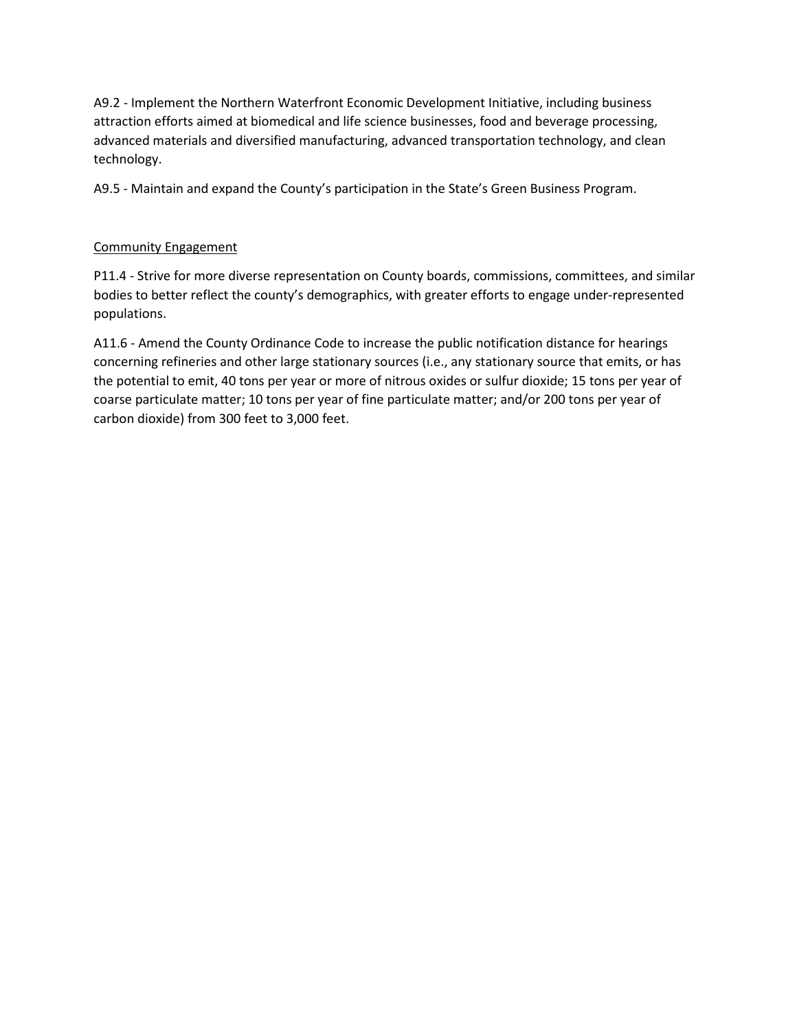A9.2 - Implement the Northern Waterfront Economic Development Initiative, including business attraction efforts aimed at biomedical and life science businesses, food and beverage processing, advanced materials and diversified manufacturing, advanced transportation technology, and clean technology.

A9.5 - Maintain and expand the County's participation in the State's Green Business Program.

<u>Community Engagement</u>

P11.4 - Strive for more diverse representation on County boards, commissions, committees, and similar bodies to better reflect the county's demographics, with greater efforts to engage under-represented populations.

A11.6 - Amend the County Ordinance Code to increase the public notification distance for hearings concerning refineries and other large stationary sources (i.e., any stationary source that emits, or has the potential to emit, 40 tons per year or more of nitrous oxides or sulfur dioxide; 15 tons per year of coarse particulate matter; 10 tons per year of fine particulate matter; and/or 200 tons per year of carbon dioxide) from 300 feet to 3,000 feet.